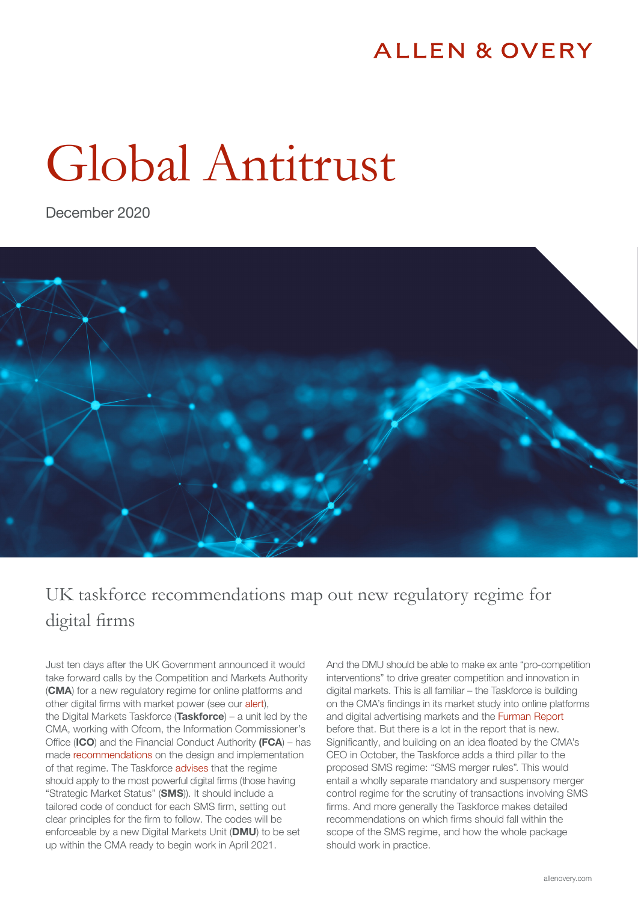ALLEN & OVERY

# Global Antitrust

December 2020

## UK taskforce recommendations map out new regulatory regime for digital firms

Just ten days after the UK Government announced it would take forward calls by the Competition and Markets Authority (**CMA**) for a new regulatory regime for online platforms and other digital firms with market power (see our alert), the Digital Markets Taskforce (**Taskforce**) – a unit led by the CMA, working with Ofcom, the Information Commissioner's Office (**ICO**) and the Financial Conduct Authority **(FCA**) – has made recommendations on the design and implementation of that regime. The Taskforce advises that the regime should apply to the most powerful digital firms (those having "Strategic Market Status" (**SMS**)). It should include a tailored code of conduct for each SMS firm, setting out clear principles for the firm to follow. The codes will be enforceable by a new Digital Markets Unit (**DMU**) to be set up within the CMA ready to begin work in April 2021.

And the DMU should be able to make ex ante "pro-competition interventions" to drive greater competition and innovation in digital markets. This is all familiar – the Taskforce is building on the CMA's findings in its market study into online platforms and digital advertising markets and the Furman Report before that. But there is a lot in the report that is new. Significantly, and building on an idea floated by the CMA's CEO in October, the Taskforce adds a third pillar to the proposed SMS regime: "SMS merger rules". This would entail a wholly separate mandatory and suspensory merger control regime for the scrutiny of transactions involving SMS firms. And more generally the Taskforce makes detailed recommendations on which firms should fall within the scope of the SMS regime, and how the whole package should work in practice.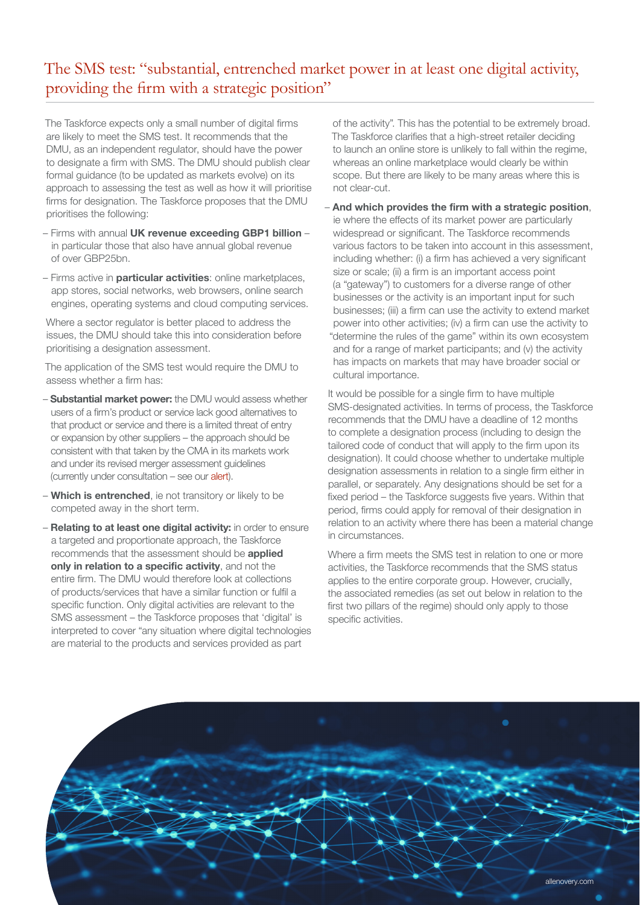## The SMS test: "substantial, entrenched market power in at least one digital activity, providing the firm with a strategic position"

The Taskforce expects only a small number of digital firms are likely to meet the SMS test. It recommends that the DMU, as an independent regulator, should have the power to designate a firm with SMS. The DMU should publish clear formal guidance (to be updated as markets evolve) on its approach to assessing the test as well as how it will prioritise firms for designation. The Taskforce proposes that the DMU prioritises the following:

- Firms with annual **UK revenue exceeding GBP1 billion** – in particular those that also have annual global revenue of over GBP25bn.
- Firms active in **particular activities**: online marketplaces, app stores, social networks, web browsers, online search engines, operating systems and cloud computing services.

Where a sector regulator is better placed to address the issues, the DMU should take this into consideration before prioritising a designation assessment.

The application of the SMS test would require the DMU to assess whether a firm has:

- **Substantial market power:** the DMU would assess whether users of a firm's product or service lack good alternatives to that product or service and there is a limited threat of entry or expansion by other suppliers – the approach should be consistent with that taken by the CMA in its markets work and under its revised merger assessment guidelines (currently under consultation – see our alert).
- **Which is entrenched**, ie not transitory or likely to be competed away in the short term.
- **Relating to at least one digital activity:** in order to ensure a targeted and proportionate approach, the Taskforce recommends that the assessment should be **applied only in relation to a specific activity**, and not the entire firm. The DMU would therefore look at collections of products/services that have a similar function or fulfil a specific function. Only digital activities are relevant to the SMS assessment – the Taskforce proposes that 'digital' is interpreted to cover "any situation where digital technologies are material to the products and services provided as part of the activity". This has the potential to be extremely broad. The Taskforce clarifies that a high-street retailer deciding to launch an online store is unlikely to fall within the regime, whereas an online marketplace would clearly be within scope. But there are likely to be many areas where this is not clear-cut.
- **And which provides the firm with a strategic position**, ie where the effects of its market power are particularly widespread or significant. The Taskforce recommends various factors to be taken into account in this assessment, including whether: (i) a firm has achieved a very significant size or scale; (ii) a firm is an important access point (a "gateway") to customers for a diverse range of other businesses or the activity is an important input for such businesses; (iii) a firm can use the activity to extend market power into other activities; (iv) a firm can use the activity to "determine the rules of the game" within its own ecosystem and for a range of market participants; and (v) the activity has impacts on markets that may have broader social or cultural importance.

It would be possible for a single firm to have multiple SMS-designated activities. In terms of process, the Taskforce recommends that the DMU have a deadline of 12 months to complete a designation process (including to design the tailored code of conduct that will apply to the firm upon its designation). It could choose whether to undertake multiple designation assessments in relation to a single firm either in parallel, or separately. Any designations should be set for a fixed period – the Taskforce suggests five years. Within that period, firms could apply for removal of their designation in relation to an activity where there has been a material change in circumstances.

Where a firm meets the SMS test in relation to one or more activities, the Taskforce recommends that the SMS status applies to the entire corporate group. However, crucially, the associated remedies (as set out below in relation to the first two pillars of the regime) should only apply to those specific activities.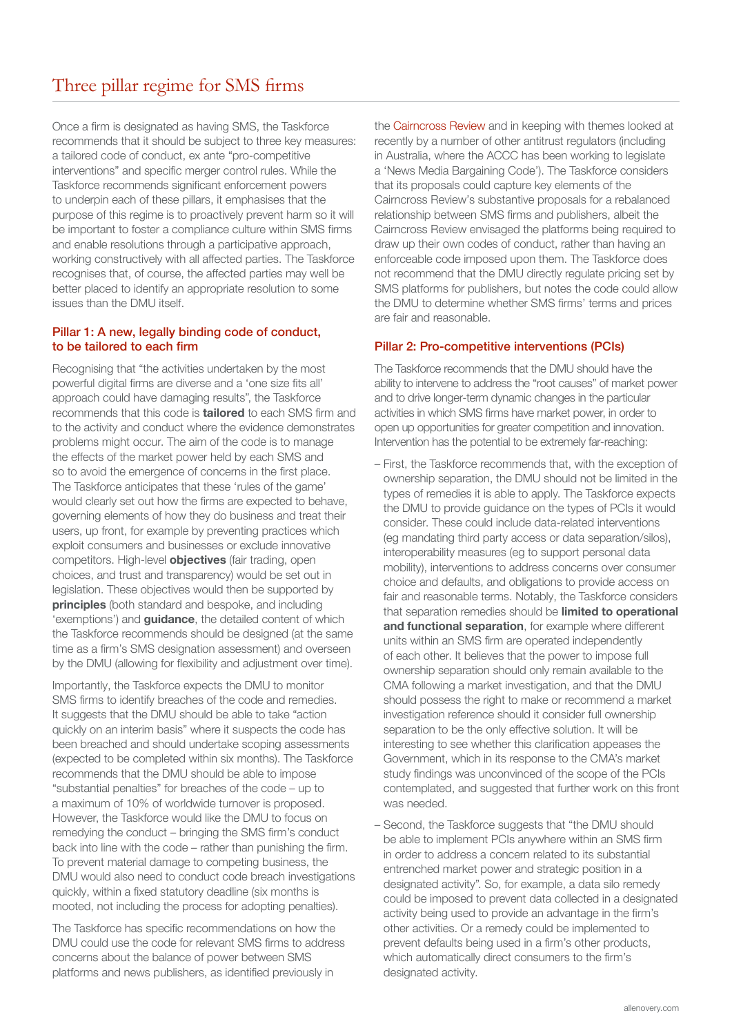# Three pillar regime for SMS firms

Once a firm is designated as having SMS, the Taskforce recommends that it should be subject to three key measures: a tailored code of conduct, ex ante "pro-competitive interventions" and specific merger control rules. While the Taskforce recommends significant enforcement powers to underpin each of these pillars, it emphasises that the purpose of this regime is to proactively prevent harm so it will be important to foster a compliance culture within SMS firms and enable resolutions through a participative approach, working constructively with all affected parties. The Taskforce recognises that, of course, the affected parties may well be better placed to identify an appropriate resolution to some issues than the DMU itself.

## Pillar 1: A new, legally binding code of conduct, to be tailored to each firm

Recognising that "the activities undertaken by the most powerful digital firms are diverse and a 'one size fits all' approach could have damaging results", the Taskforce recommends that this code is **tailored** to each SMS firm and to the activity and conduct where the evidence demonstrates problems might occur. The aim of the code is to manage the effects of the market power held by each SMS and so to avoid the emergence of concerns in the first place. The Taskforce anticipates that these 'rules of the game' would clearly set out how the firms are expected to behave, governing elements of how they do business and treat their users, up front, for example by preventing practices which exploit consumers and businesses or exclude innovative competitors. High-level **objectives** (fair trading, open choices, and trust and transparency) would be set out in legislation. These objectives would then be supported by **principles** (both standard and bespoke, and including 'exemptions') and **guidance**, the detailed content of which the Taskforce recommends should be designed (at the same time as a firm's SMS designation assessment) and overseen by the DMU (allowing for flexibility and adjustment over time).

Importantly, the Taskforce expects the DMU to monitor SMS firms to identify breaches of the code and remedies. It suggests that the DMU should be able to take "action quickly on an interim basis" where it suspects the code has been breached and should undertake scoping assessments (expected to be completed within six months). The Taskforce recommends that the DMU should be able to impose "substantial penalties" for breaches of the code – up to a maximum of 10% of worldwide turnover is proposed. However, the Taskforce would like the DMU to focus on remedying the conduct – bringing the SMS firm's conduct back into line with the code – rather than punishing the firm. To prevent material damage to competing business, the DMU would also need to conduct code breach investigations quickly, within a fixed statutory deadline (six months is mooted, not including the process for adopting penalties).

The Taskforce has specific recommendations on how the DMU could use the code for relevant SMS firms to address concerns about the balance of power between SMS platforms and news publishers, as identified previously in the Cairncross Review and in keeping with themes looked at recently by a number of other antitrust regulators (including in Australia, where the ACCC has been working to legislate a 'News Media Bargaining Code'). The Taskforce considers that its proposals could capture key elements of the Cairncross Review's substantive proposals for a rebalanced relationship between SMS firms and publishers, albeit the Cairncross Review envisaged the platforms being required to draw up their own codes of conduct, rather than having an enforceable code imposed upon them. The Taskforce does not recommend that the DMU directly regulate pricing set by SMS platforms for publishers, but notes the code could allow the DMU to determine whether SMS firms' terms and prices are fair and reasonable.

## Pillar 2: Pro-competitive interventions (PCIs)

The Taskforce recommends that the DMU should have the ability to intervene to address the "root causes" of market power and to drive longer-term dynamic changes in the particular activities in which SMS firms have market power, in order to open up opportunities for greater competition and innovation. Intervention has the potential to be extremely far-reaching:

- First, the Taskforce recommends that, with the exception of ownership separation, the DMU should not be limited in the types of remedies it is able to apply. The Taskforce expects the DMU to provide guidance on the types of PCIs it would consider. These could include data-related interventions (eg mandating third party access or data separation/silos), interoperability measures (eg to support personal data mobility), interventions to address concerns over consumer choice and defaults, and obligations to provide access on fair and reasonable terms. Notably, the Taskforce considers that separation remedies should be **limited to operational and functional separation**, for example where different units within an SMS firm are operated independently of each other. It believes that the power to impose full ownership separation should only remain available to the CMA following a market investigation, and that the DMU should possess the right to make or recommend a market investigation reference should it consider full ownership separation to be the only effective solution. It will be interesting to see whether this clarification appeases the Government, which in its response to the CMA's market study findings was unconvinced of the scope of the PCIs contemplated, and suggested that further work on this front was needed.
- Second, the Taskforce suggests that "the DMU should be able to implement PCIs anywhere within an SMS firm in order to address a concern related to its substantial entrenched market power and strategic position in a designated activity". So, for example, a data silo remedy could be imposed to prevent data collected in a designated activity being used to provide an advantage in the firm's other activities. Or a remedy could be implemented to prevent defaults being used in a firm's other products, which automatically direct consumers to the firm's designated activity.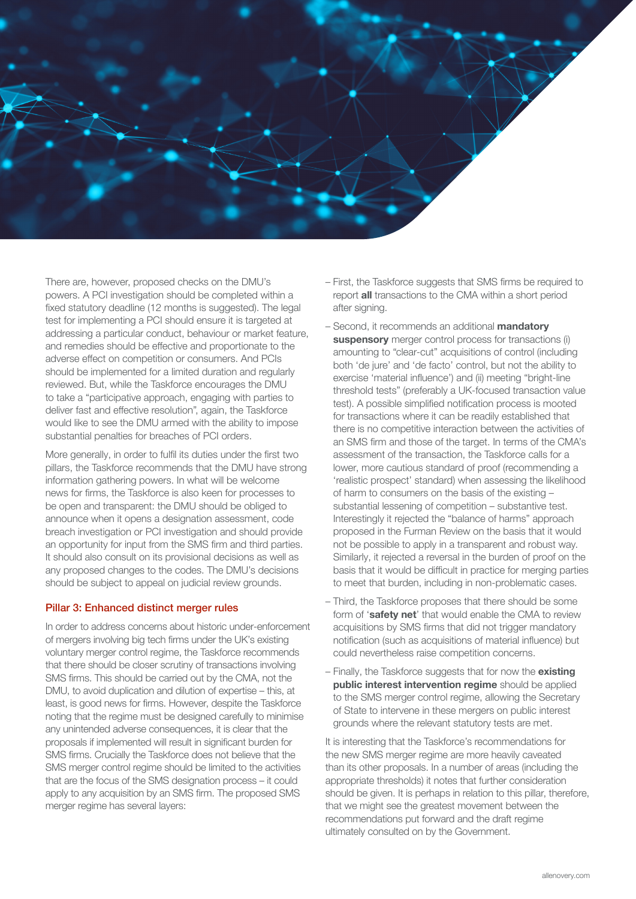There are, however, proposed checks on the DMU's powers. A PCI investigation should be completed within a fixed statutory deadline (12 months is suggested). The legal test for implementing a PCI should ensure it is targeted at addressing a particular conduct, behaviour or market feature, and remedies should be effective and proportionate to the adverse effect on competition or consumers. And PCIs should be implemented for a limited duration and regularly reviewed. But, while the Taskforce encourages the DMU to take a "participative approach, engaging with parties to deliver fast and effective resolution", again, the Taskforce would like to see the DMU armed with the ability to impose substantial penalties for breaches of PCI orders.

More generally, in order to fulfil its duties under the first two pillars, the Taskforce recommends that the DMU have strong information gathering powers. In what will be welcome news for firms, the Taskforce is also keen for processes to be open and transparent: the DMU should be obliged to announce when it opens a designation assessment, code breach investigation or PCI investigation and should provide an opportunity for input from the SMS firm and third parties. It should also consult on its provisional decisions as well as any proposed changes to the codes. The DMU's decisions should be subject to appeal on judicial review grounds.

## Pillar 3: Enhanced distinct merger rules

In order to address concerns about historic under-enforcement of mergers involving big tech firms under the UK's existing voluntary merger control regime, the Taskforce recommends that there should be closer scrutiny of transactions involving SMS firms. This should be carried out by the CMA, not the DMU, to avoid duplication and dilution of expertise – this, at least, is good news for firms. However, despite the Taskforce noting that the regime must be designed carefully to minimise any unintended adverse consequences, it is clear that the proposals if implemented will result in significant burden for SMS firms. Crucially the Taskforce does not believe that the SMS merger control regime should be limited to the activities that are the focus of the SMS designation process – it could apply to any acquisition by an SMS firm. The proposed SMS merger regime has several layers:

- First, the Taskforce suggests that SMS firms be required to report **all** transactions to the CMA within a short period after signing.
- Second, it recommends an additional **mandatory suspensory** merger control process for transactions (i) amounting to "clear-cut" acquisitions of control (including both 'de jure' and 'de facto' control, but not the ability to exercise 'material influence') and (ii) meeting "bright-line threshold tests" (preferably a UK-focused transaction value test). A possible simplified notification process is mooted for transactions where it can be readily established that there is no competitive interaction between the activities of an SMS firm and those of the target. In terms of the CMA's assessment of the transaction, the Taskforce calls for a lower, more cautious standard of proof (recommending a 'realistic prospect' standard) when assessing the likelihood of harm to consumers on the basis of the existing – substantial lessening of competition – substantive test. Interestingly it rejected the "balance of harms" approach proposed in the Furman Review on the basis that it would not be possible to apply in a transparent and robust way. Similarly, it rejected a reversal in the burden of proof on the basis that it would be difficult in practice for merging parties to meet that burden, including in non-problematic cases.
- Third, the Taskforce proposes that there should be some form of '**safety net**' that would enable the CMA to review acquisitions by SMS firms that did not trigger mandatory notification (such as acquisitions of material influence) but could nevertheless raise competition concerns.
- Finally, the Taskforce suggests that for now the **existing public interest intervention regime** should be applied to the SMS merger control regime, allowing the Secretary of State to intervene in these mergers on public interest grounds where the relevant statutory tests are met.

It is interesting that the Taskforce's recommendations for the new SMS merger regime are more heavily caveated than its other proposals. In a number of areas (including the appropriate thresholds) it notes that further consideration should be given. It is perhaps in relation to this pillar, therefore, that we might see the greatest movement between the recommendations put forward and the draft regime ultimately consulted on by the Government.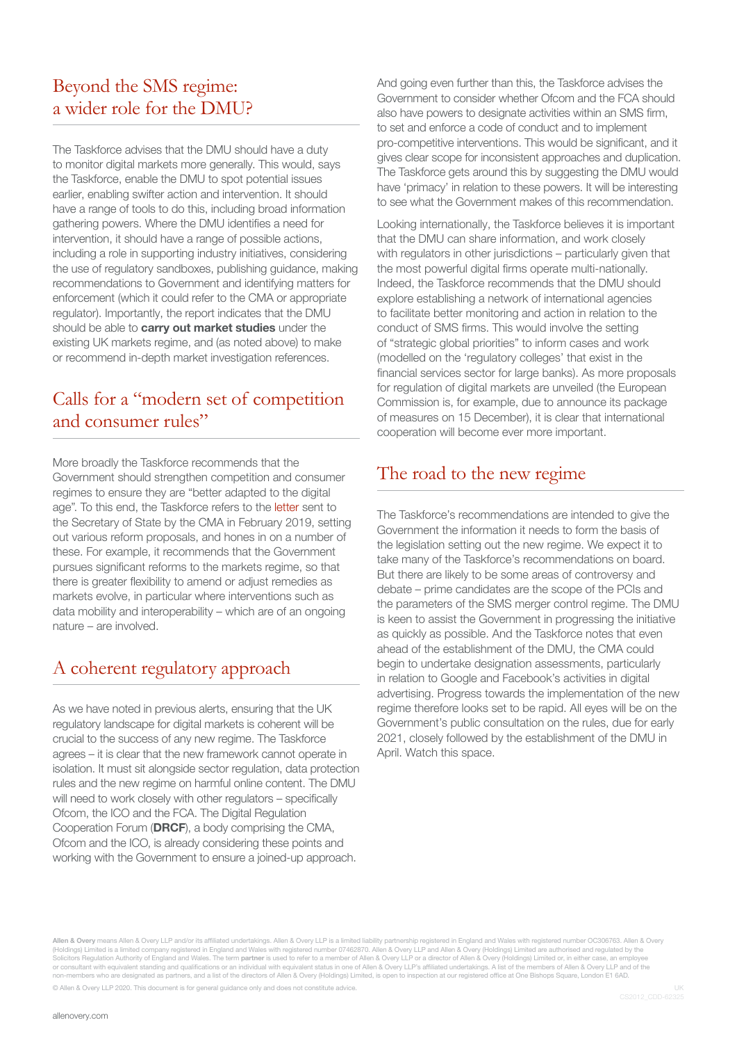## Beyond the SMS regime: a wider role for the DMU?

The Taskforce advises that the DMU should have a duty to monitor digital markets more generally. This would, says the Taskforce, enable the DMU to spot potential issues earlier, enabling swifter action and intervention. It should have a range of tools to do this, including broad information gathering powers. Where the DMU identifies a need for intervention, it should have a range of possible actions, including a role in supporting industry initiatives, considering the use of regulatory sandboxes, publishing guidance, making recommendations to Government and identifying matters for enforcement (which it could refer to the CMA or appropriate regulator). Importantly, the report indicates that the DMU should be able to **carry out market studies** under the existing UK markets regime, and (as noted above) to make or recommend in-depth market investigation references.

## Calls for a "modern set of competition and consumer rules"

More broadly the Taskforce recommends that the Government should strengthen competition and consumer regimes to ensure they are "better adapted to the digital age". To this end, the Taskforce refers to the letter sent to the Secretary of State by the CMA in February 2019, setting out various reform proposals, and hones in on a number of these. For example, it recommends that the Government pursues significant reforms to the markets regime, so that there is greater flexibility to amend or adjust remedies as markets evolve, in particular where interventions such as data mobility and interoperability – which are of an ongoing nature – are involved.

## A coherent regulatory approach

As we have noted in previous alerts, ensuring that the UK regulatory landscape for digital markets is coherent will be crucial to the success of any new regime. The Taskforce agrees – it is clear that the new framework cannot operate in isolation. It must sit alongside sector regulation, data protection rules and the new regime on harmful online content. The DMU will need to work closely with other regulators – specifically Ofcom, the ICO and the FCA. The Digital Regulation Cooperation Forum (**DRCF**), a body comprising the CMA, Ofcom and the ICO, is already considering these points and working with the Government to ensure a joined-up approach.

And going even further than this, the Taskforce advises the Government to consider whether Ofcom and the FCA should also have powers to designate activities within an SMS firm, to set and enforce a code of conduct and to implement pro-competitive interventions. This would be significant, and it gives clear scope for inconsistent approaches and duplication. The Taskforce gets around this by suggesting the DMU would have 'primacy' in relation to these powers. It will be interesting to see what the Government makes of this recommendation.

Looking internationally, the Taskforce believes it is important that the DMU can share information, and work closely with regulators in other jurisdictions – particularly given that the most powerful digital firms operate multi-nationally. Indeed, the Taskforce recommends that the DMU should explore establishing a network of international agencies to facilitate better monitoring and action in relation to the conduct of SMS firms. This would involve the setting of "strategic global priorities" to inform cases and work (modelled on the 'regulatory colleges' that exist in the financial services sector for large banks). As more proposals for regulation of digital markets are unveiled (the European Commission is, for example, due to announce its package of measures on 15 December), it is clear that international cooperation will become ever more important.

## The road to the new regime

The Taskforce's recommendations are intended to give the Government the information it needs to form the basis of the legislation setting out the new regime. We expect it to take many of the Taskforce's recommendations on board. But there are likely to be some areas of controversy and debate – prime candidates are the scope of the PCIs and the parameters of the SMS merger control regime. The DMU is keen to assist the Government in progressing the initiative as quickly as possible. And the Taskforce notes that even ahead of the establishment of the DMU, the CMA could begin to undertake designation assessments, particularly in relation to Google and Facebook's activities in digital advertising. Progress towards the implementation of the new regime therefore looks set to be rapid. All eyes will be on the Government's public consultation on the rules, due for early 2021, closely followed by the establishment of the DMU in April. Watch this space.

**Allen & Overy** means Allen & Overy LLP and/or its affiliated undertakings. Allen & Overy LLP is a limited liability partnership registered in England and Wales with registered number OC306763. Allen & Overy (Holdings) Limited is a limited company registered in England and Wales with registered number 07462870. Allen & Overy LLP and Allen & Overy (Holdings) Limited are authorised and regulated by the Solicitors Regulation Authority of England and Wales. The term **partner** is used to refer to a member of Allen & Overy LLP or a director of Allen & Overy (Holdings) Limited or, in either case, an employee or consultant with equivalent standing and qualifications or an individual with equivalent status in one of Allen & Overy LLP's affiliated undertakings. A list of the members of Allen & Overy LLP and of the non-members who are designated as partners, and a list of the directors of Allen & Overy (Holdings) Limited, is open to inspection at our registered office at One Bishops Square, London E1 6AD.

© Allen & Overy LLP 2020. This document is for general guidance only and does not constitute advice.

UK
CS2012_CDD-62325

allenovery.com